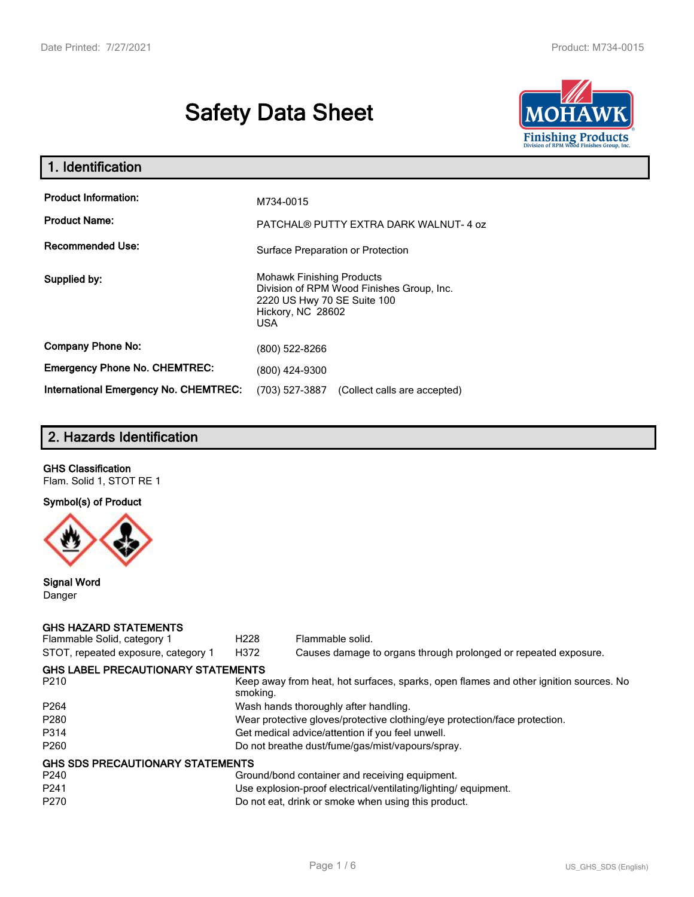# Safety Data Sheet

## 1. Identification

| | |
|---|---|
| **Product Information:** | M734-0015 |
| **Product Name:** | PATCHAL® PUTTY EXTRA DARK WALNUT- 4 oz |
| **Recommended Use:** | Surface Preparation or Protection |
| **Supplied by:** | Mohawk Finishing Products<br>Division of RPM Wood Finishes Group, Inc.<br>2220 US Hwy 70 SE Suite 100<br>Hickory, NC 28602<br>USA |
| **Company Phone No:** | (800) 522-8266 |
| **Emergency Phone No. CHEMTREC:** | (800) 424-9300 |
| **International Emergency No. CHEMTREC:** | (703) 527-3887 (Collect calls are accepted) |

## 2. Hazards Identification

**GHS Classification**

Flam. Solid 1, STOT RE 1

**Symbol(s) of Product**

**Signal Word**

Danger

**GHS HAZARD STATEMENTS**

| | | |
|---|---|---|
| Flammable Solid, category 1 | H228 | Flammable solid. |
| STOT, repeated exposure, category 1 | H372 | Causes damage to organs through prolonged or repeated exposure. |

**GHS LABEL PRECAUTIONARY STATEMENTS**

| | |
|---|---|
| P210 | Keep away from heat, hot surfaces, sparks, open flames and other ignition sources. No smoking. |
| P264 | Wash hands thoroughly after handling. |
| P280 | Wear protective gloves/protective clothing/eye protection/face protection. |
| P314 | Get medical advice/attention if you feel unwell. |
| P260 | Do not breathe dust/fume/gas/mist/vapours/spray. |

**GHS SDS PRECAUTIONARY STATEMENTS**

| | |
|---|---|
| P240 | Ground/bond container and receiving equipment. |
| P241 | Use explosion-proof electrical/ventilating/lighting/ equipment. |
| P270 | Do not eat, drink or smoke when using this product. |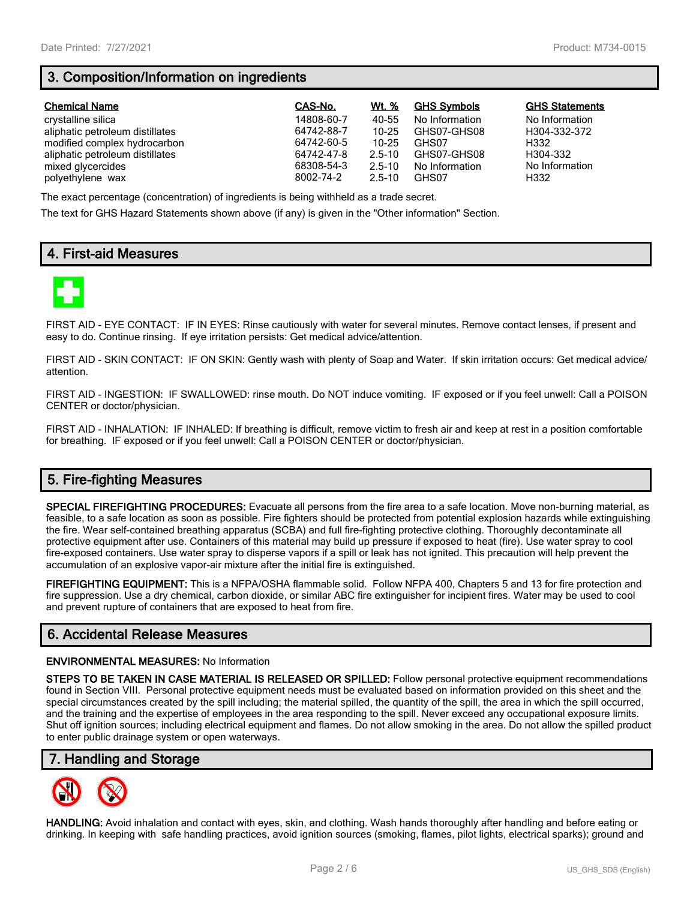## 3. Composition/Information on ingredients

| Chemical Name | CAS-No. | Wt. % | GHS Symbols | GHS Statements |
|---|---|---|---|---|
| crystalline silica | 14808-60-7 | 40-55 | No Information | No Information |
| aliphatic petroleum distillates | 64742-88-7 | 10-25 | GHS07-GHS08 | H304-332-372 |
| modified complex hydrocarbon | 64742-60-5 | 10-25 | GHS07 | H332 |
| aliphatic petroleum distillates | 64742-47-8 | 2.5-10 | GHS07-GHS08 | H304-332 |
| mixed glycercides | 68308-54-3 | 2.5-10 | No Information | No Information |
| polyethylene wax | 8002-74-2 | 2.5-10 | GHS07 | H332 |

The exact percentage (concentration) of ingredients is being withheld as a trade secret.

The text for GHS Hazard Statements shown above (if any) is given in the "Other information" Section.

## 4. First-aid Measures

FIRST AID - EYE CONTACT: IF IN EYES: Rinse cautiously with water for several minutes. Remove contact lenses, if present and easy to do. Continue rinsing. If eye irritation persists: Get medical advice/attention.

FIRST AID - SKIN CONTACT: IF ON SKIN: Gently wash with plenty of Soap and Water. If skin irritation occurs: Get medical advice/ attention.

FIRST AID - INGESTION: IF SWALLOWED: rinse mouth. Do NOT induce vomiting. IF exposed or if you feel unwell: Call a POISON CENTER or doctor/physician.

FIRST AID - INHALATION: IF INHALED: If breathing is difficult, remove victim to fresh air and keep at rest in a position comfortable for breathing. IF exposed or if you feel unwell: Call a POISON CENTER or doctor/physician.

## 5. Fire-fighting Measures

**SPECIAL FIREFIGHTING PROCEDURES:** Evacuate all persons from the fire area to a safe location. Move non-burning material, as feasible, to a safe location as soon as possible. Fire fighters should be protected from potential explosion hazards while extinguishing the fire. Wear self-contained breathing apparatus (SCBA) and full fire-fighting protective clothing. Thoroughly decontaminate all protective equipment after use. Containers of this material may build up pressure if exposed to heat (fire). Use water spray to cool fire-exposed containers. Use water spray to disperse vapors if a spill or leak has not ignited. This precaution will help prevent the accumulation of an explosive vapor-air mixture after the initial fire is extinguished.

**FIREFIGHTING EQUIPMENT:** This is a NFPA/OSHA flammable solid. Follow NFPA 400, Chapters 5 and 13 for fire protection and fire suppression. Use a dry chemical, carbon dioxide, or similar ABC fire extinguisher for incipient fires. Water may be used to cool and prevent rupture of containers that are exposed to heat from fire.

## 6. Accidental Release Measures

**ENVIRONMENTAL MEASURES:** No Information

**STEPS TO BE TAKEN IN CASE MATERIAL IS RELEASED OR SPILLED:** Follow personal protective equipment recommendations found in Section VIII. Personal protective equipment needs must be evaluated based on information provided on this sheet and the special circumstances created by the spill including; the material spilled, the quantity of the spill, the area in which the spill occurred, and the training and the expertise of employees in the area responding to the spill. Never exceed any occupational exposure limits. Shut off ignition sources; including electrical equipment and flames. Do not allow smoking in the area. Do not allow the spilled product to enter public drainage system or open waterways.

## 7. Handling and Storage

**HANDLING:** Avoid inhalation and contact with eyes, skin, and clothing. Wash hands thoroughly after handling and before eating or drinking. In keeping with safe handling practices, avoid ignition sources (smoking, flames, pilot lights, electrical sparks); ground and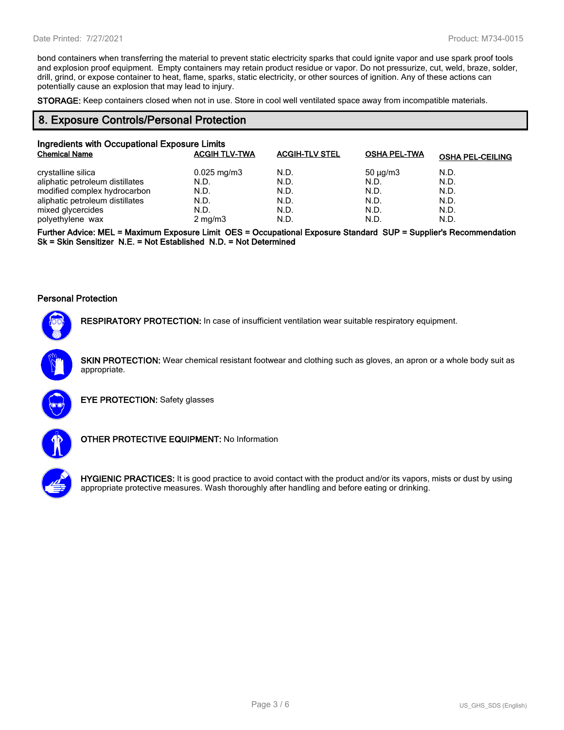bond containers when transferring the material to prevent static electricity sparks that could ignite vapor and use spark proof tools and explosion proof equipment. Empty containers may retain product residue or vapor. Do not pressurize, cut, weld, braze, solder, drill, grind, or expose container to heat, flame, sparks, static electricity, or other sources of ignition. Any of these actions can potentially cause an explosion that may lead to injury.

**STORAGE:** Keep containers closed when not in use. Store in cool well ventilated space away from incompatible materials.

## 8. Exposure Controls/Personal Protection

### Ingredients with Occupational Exposure Limits

| Chemical Name | ACGIH TLV-TWA | ACGIH-TLV STEL | OSHA PEL-TWA | OSHA PEL-CEILING |
|---|---|---|---|---|
| crystalline silica | 0.025 mg/m3 | N.D. | 50 µg/m3 | N.D. |
| aliphatic petroleum distillates | N.D. | N.D. | N.D. | N.D. |
| modified complex hydrocarbon | N.D. | N.D. | N.D. | N.D. |
| aliphatic petroleum distillates | N.D. | N.D. | N.D. | N.D. |
| mixed glycercides | N.D. | N.D. | N.D. | N.D. |
| polyethylene wax | 2 mg/m3 | N.D. | N.D. | N.D. |

**Further Advice: MEL = Maximum Exposure Limit OES = Occupational Exposure Standard SUP = Supplier's Recommendation Sk = Skin Sensitizer N.E. = Not Established N.D. = Not Determined**

### Personal Protection

**RESPIRATORY PROTECTION:** In case of insufficient ventilation wear suitable respiratory equipment.

**SKIN PROTECTION:** Wear chemical resistant footwear and clothing such as gloves, an apron or a whole body suit as appropriate.

**EYE PROTECTION:** Safety glasses

**OTHER PROTECTIVE EQUIPMENT:** No Information

**HYGIENIC PRACTICES:** It is good practice to avoid contact with the product and/or its vapors, mists or dust by using appropriate protective measures. Wash thoroughly after handling and before eating or drinking.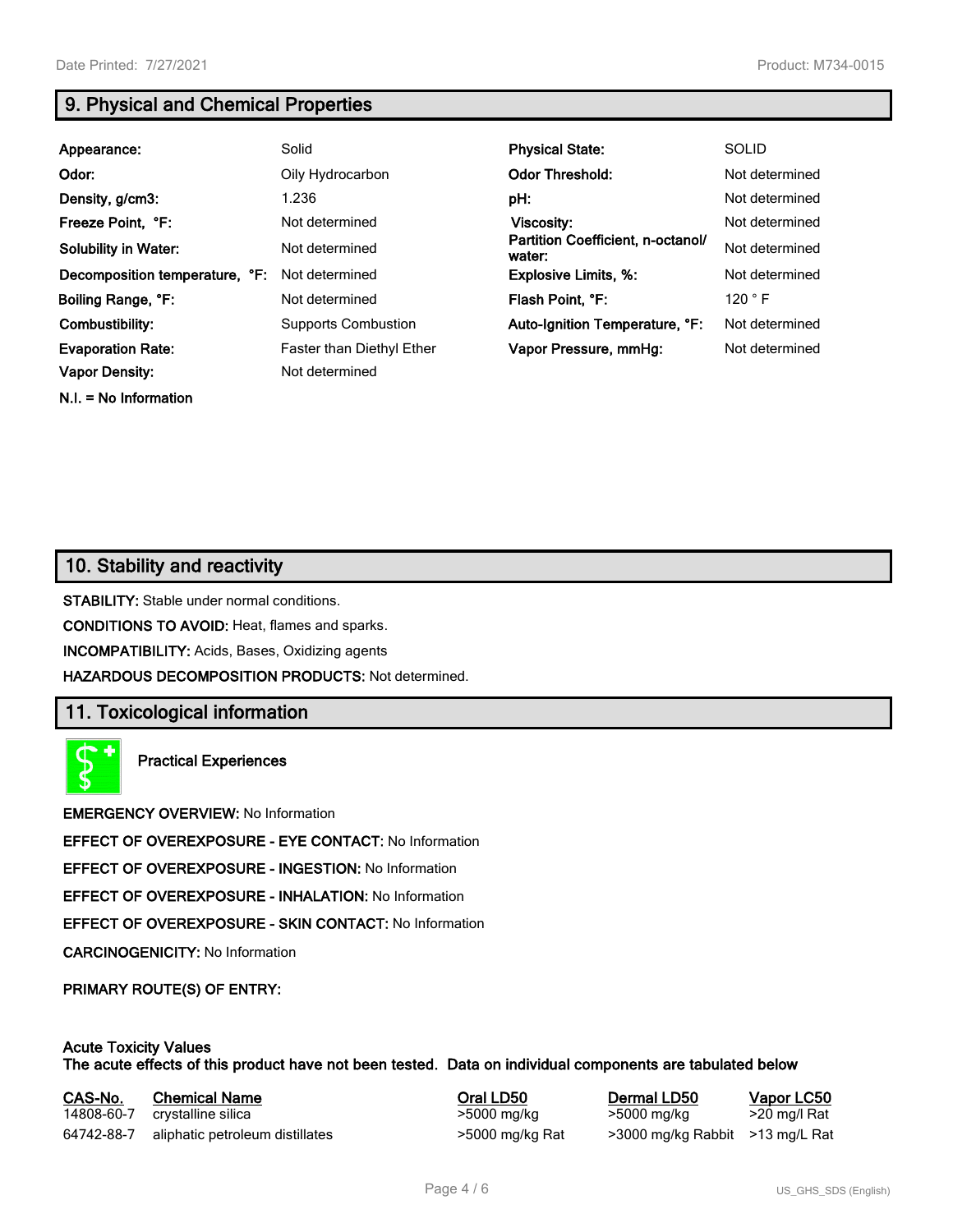## 9. Physical and Chemical Properties

| | | | |
|---|---|---|---|
| **Appearance:** | Solid | **Physical State:** | SOLID |
| **Odor:** | Oily Hydrocarbon | **Odor Threshold:** | Not determined |
| **Density, g/cm3:** | 1.236 | **pH:** | Not determined |
| **Freeze Point, °F:** | Not determined | **Viscosity:** | Not determined |
| **Solubility in Water:** | Not determined | **Partition Coefficient, n-octanol/ water:** | Not determined |
| **Decomposition temperature, °F:** | Not determined | **Explosive Limits, %:** | Not determined |
| **Boiling Range, °F:** | Not determined | **Flash Point, °F:** | 120 ° F |
| **Combustibility:** | Supports Combustion | **Auto-Ignition Temperature, °F:** | Not determined |
| **Evaporation Rate:** | Faster than Diethyl Ether | **Vapor Pressure, mmHg:** | Not determined |
| **Vapor Density:** | Not determined | | |

**N.I. = No Information**

## 10. Stability and reactivity

**STABILITY:** Stable under normal conditions.

**CONDITIONS TO AVOID:** Heat, flames and sparks.

**INCOMPATIBILITY:** Acids, Bases, Oxidizing agents

**HAZARDOUS DECOMPOSITION PRODUCTS:** Not determined.

## 11. Toxicological information

**Practical Experiences**

**EMERGENCY OVERVIEW:** No Information

**EFFECT OF OVEREXPOSURE - EYE CONTACT:** No Information

**EFFECT OF OVEREXPOSURE - INGESTION:** No Information

**EFFECT OF OVEREXPOSURE - INHALATION:** No Information

**EFFECT OF OVEREXPOSURE - SKIN CONTACT:** No Information

**CARCINOGENICITY:** No Information

**PRIMARY ROUTE(S) OF ENTRY:**

**Acute Toxicity Values**
**The acute effects of this product have not been tested. Data on individual components are tabulated below**

| CAS-No. | Chemical Name | Oral LD50 | Dermal LD50 | Vapor LC50 |
|---|---|---|---|---|
| 14808-60-7 | crystalline silica | >5000 mg/kg | >5000 mg/kg | >20 mg/l Rat |
| 64742-88-7 | aliphatic petroleum distillates | >5000 mg/kg Rat | >3000 mg/kg Rabbit | >13 mg/L Rat |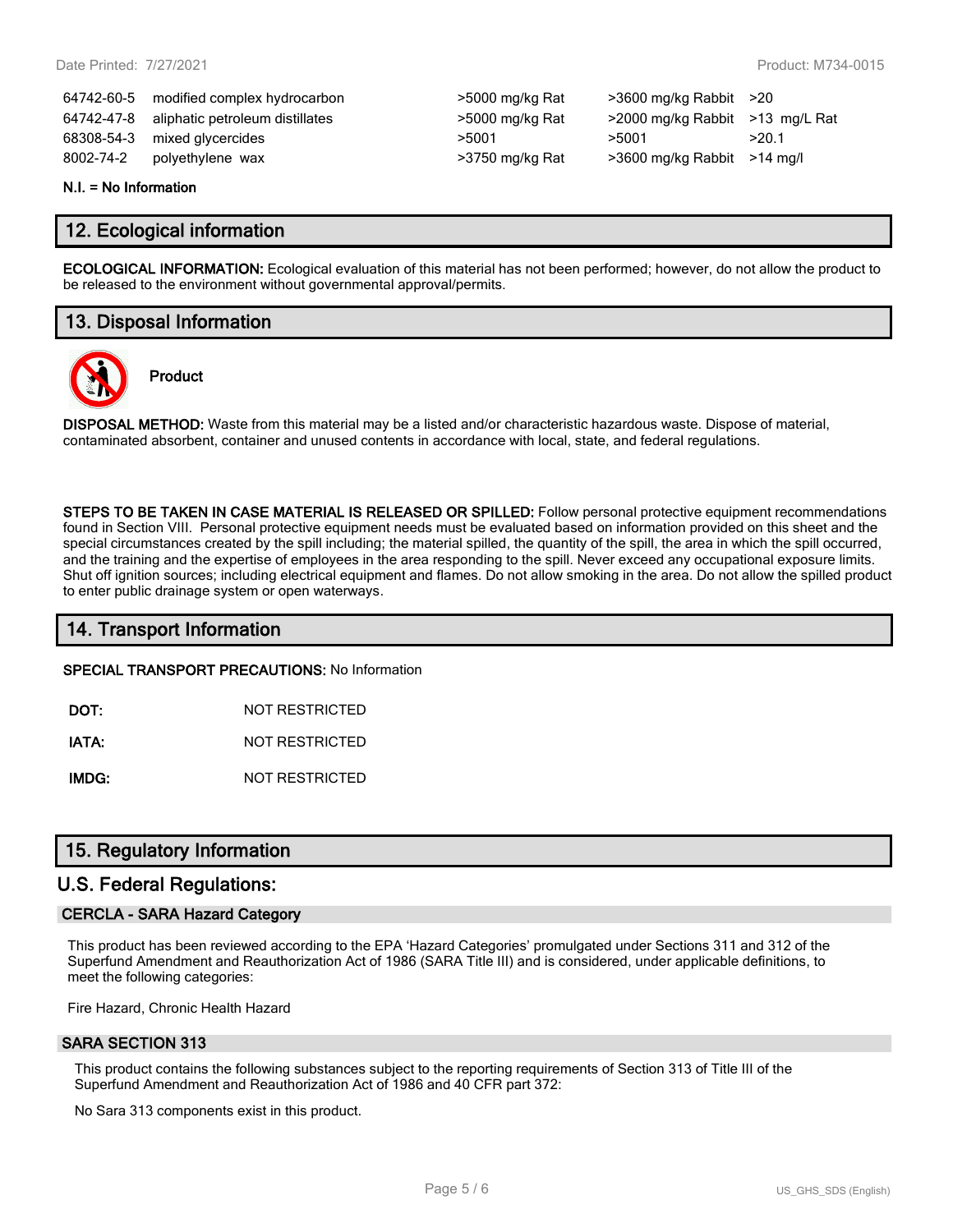| | | | | |
|---|---|---|---|---|
| 64742-60-5 | modified complex hydrocarbon | >5000 mg/kg Rat | >3600 mg/kg Rabbit | >20 |
| 64742-47-8 | aliphatic petroleum distillates | >5000 mg/kg Rat | >2000 mg/kg Rabbit | >13 mg/L Rat |
| 68308-54-3 | mixed glycercides | >5001 | >5001 | >20.1 |
| 8002-74-2 | polyethylene wax | >3750 mg/kg Rat | >3600 mg/kg Rabbit | >14 mg/l |

**N.I. = No Information**

## 12. Ecological information

**ECOLOGICAL INFORMATION:** Ecological evaluation of this material has not been performed; however, do not allow the product to be released to the environment without governmental approval/permits.

## 13. Disposal Information

**Product**

**DISPOSAL METHOD:** Waste from this material may be a listed and/or characteristic hazardous waste. Dispose of material, contaminated absorbent, container and unused contents in accordance with local, state, and federal regulations.

**STEPS TO BE TAKEN IN CASE MATERIAL IS RELEASED OR SPILLED:** Follow personal protective equipment recommendations found in Section VIII. Personal protective equipment needs must be evaluated based on information provided on this sheet and the special circumstances created by the spill including; the material spilled, the quantity of the spill, the area in which the spill occurred, and the training and the expertise of employees in the area responding to the spill. Never exceed any occupational exposure limits. Shut off ignition sources; including electrical equipment and flames. Do not allow smoking in the area. Do not allow the spilled product to enter public drainage system or open waterways.

## 14. Transport Information

**SPECIAL TRANSPORT PRECAUTIONS:** No Information

**DOT:** NOT RESTRICTED

**IATA:** NOT RESTRICTED

**IMDG:** NOT RESTRICTED

## 15. Regulatory Information

## U.S. Federal Regulations:

### CERCLA - SARA Hazard Category

This product has been reviewed according to the EPA 'Hazard Categories' promulgated under Sections 311 and 312 of the Superfund Amendment and Reauthorization Act of 1986 (SARA Title III) and is considered, under applicable definitions, to meet the following categories:

Fire Hazard, Chronic Health Hazard

### SARA SECTION 313

This product contains the following substances subject to the reporting requirements of Section 313 of Title III of the Superfund Amendment and Reauthorization Act of 1986 and 40 CFR part 372:

No Sara 313 components exist in this product.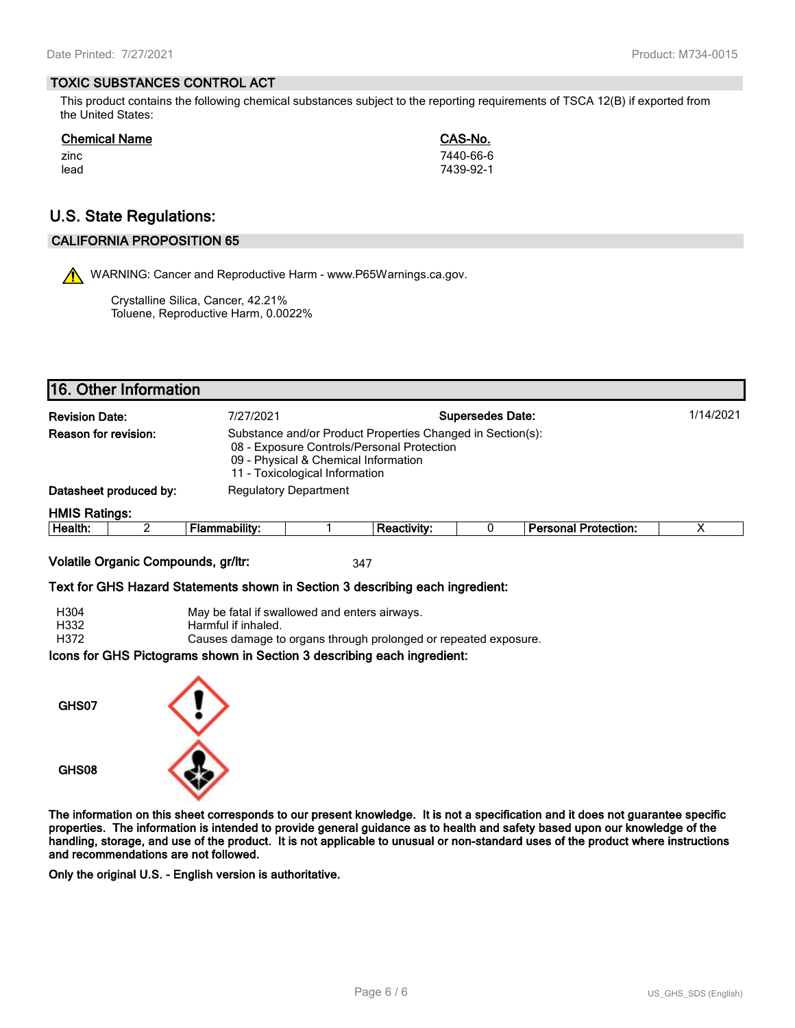### TOXIC SUBSTANCES CONTROL ACT

This product contains the following chemical substances subject to the reporting requirements of TSCA 12(B) if exported from the United States:

| Chemical Name | CAS-No. |
|---|---|
| zinc | 7440-66-6 |
| lead | 7439-92-1 |

## U.S. State Regulations:

### CALIFORNIA PROPOSITION 65

WARNING: Cancer and Reproductive Harm - www.P65Warnings.ca.gov.

Crystalline Silica, Cancer, 42.21%
Toluene, Reproductive Harm, 0.0022%

## 16. Other Information

**Revision Date:** 7/27/2021 **Supersedes Date:** 1/14/2021

**Reason for revision:** Substance and/or Product Properties Changed in Section(s):
- 08 - Exposure Controls/Personal Protection
- 09 - Physical & Chemical Information
- 11 - Toxicological Information

**Datasheet produced by:** Regulatory Department

**HMIS Ratings:**

| Health: | 2 | Flammability: | 1 | Reactivity: | 0 | Personal Protection: | X |
|---|---|---|---|---|---|---|---|

**Volatile Organic Compounds, gr/ltr:** 347

**Text for GHS Hazard Statements shown in Section 3 describing each ingredient:**

| | |
|---|---|
| H304 | May be fatal if swallowed and enters airways. |
| H332 | Harmful if inhaled. |
| H372 | Causes damage to organs through prolonged or repeated exposure. |

**Icons for GHS Pictograms shown in Section 3 describing each ingredient:**

GHS07

GHS08

**The information on this sheet corresponds to our present knowledge. It is not a specification and it does not guarantee specific properties. The information is intended to provide general guidance as to health and safety based upon our knowledge of the handling, storage, and use of the product. It is not applicable to unusual or non-standard uses of the product where instructions and recommendations are not followed.**

**Only the original U.S. - English version is authoritative.**